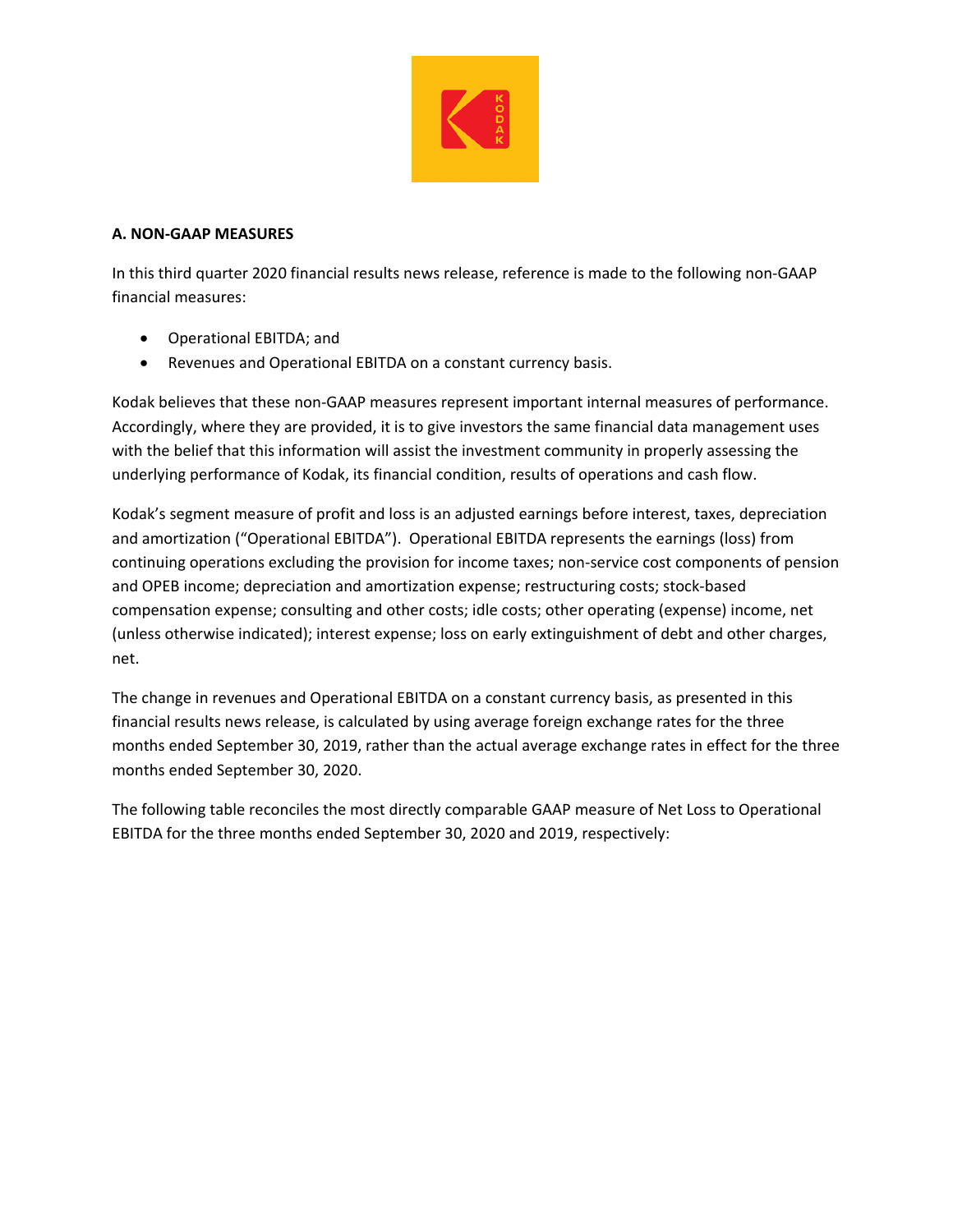## A. NON-GAAP MEASURES

In this third quarter 2020 financial results news release, reference is made to the following non-GAAP financial measures:

- Operational EBITDA; and
- Revenues and Operational EBITDA on a constant currency basis.

Kodak believes that these non-GAAP measures represent important internal measures of performance. Accordingly, where they are provided, it is to give investors the same financial data management uses with the belief that this information will assist the investment community in properly assessing the underlying performance of Kodak, its financial condition, results of operations and cash flow.

Kodak's segment measure of profit and loss is an adjusted earnings before interest, taxes, depreciation and amortization ("Operational EBITDA"). Operational EBITDA represents the earnings (loss) from continuing operations excluding the provision for income taxes; non-service cost components of pension and OPEB income; depreciation and amortization expense; restructuring costs; stock-based compensation expense; consulting and other costs; idle costs; other operating (expense) income, net (unless otherwise indicated); interest expense; loss on early extinguishment of debt and other charges, net.

The change in revenues and Operational EBITDA on a constant currency basis, as presented in this financial results news release, is calculated by using average foreign exchange rates for the three months ended September 30, 2019, rather than the actual average exchange rates in effect for the three months ended September 30, 2020.

The following table reconciles the most directly comparable GAAP measure of Net Loss to Operational EBITDA for the three months ended September 30, 2020 and 2019, respectively: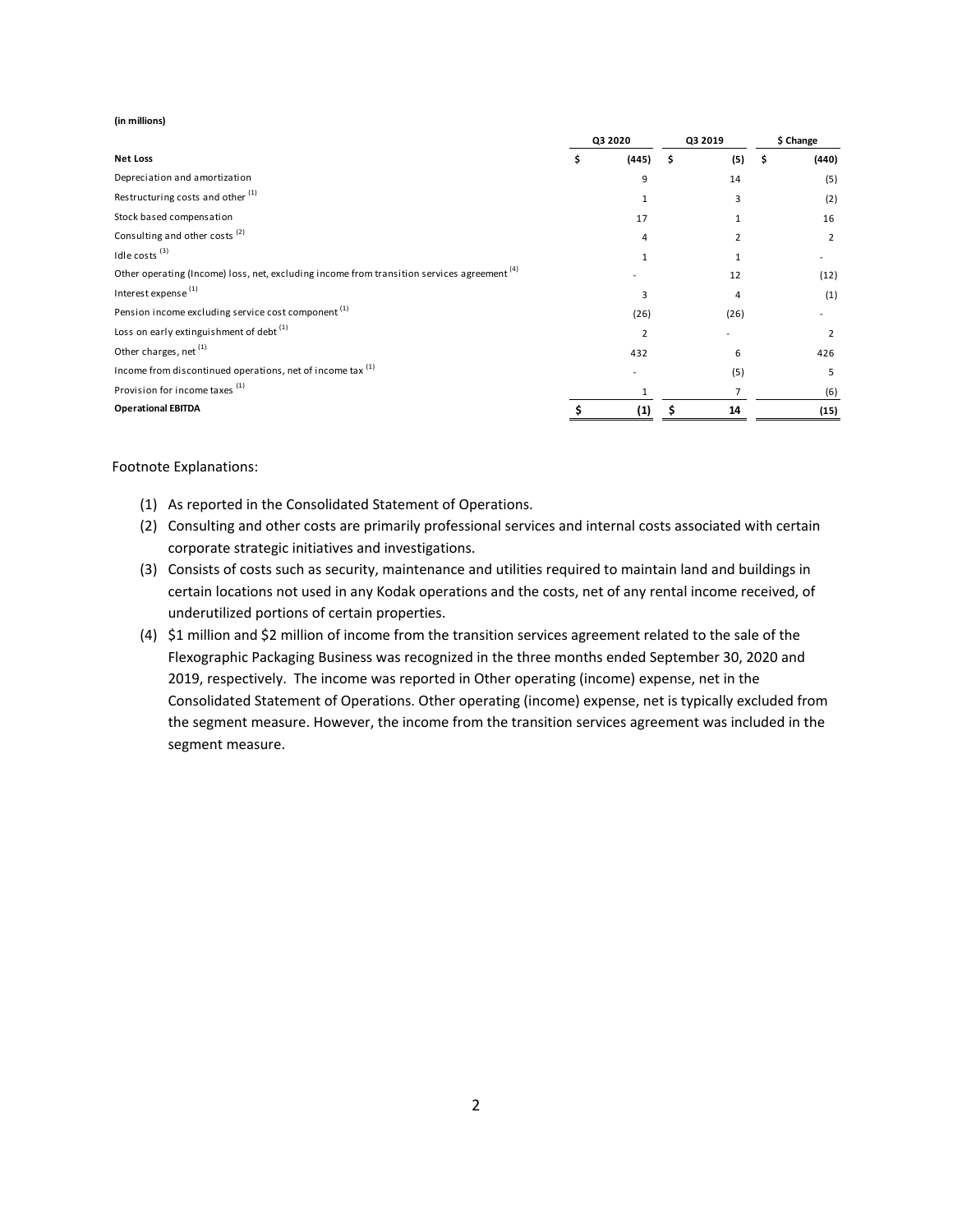**(in millions)**

| | Q3 2020 | Q3 2019 | $ Change |
|---|---|---|---|
| **Net Loss** | $ (445) | $ (5) | $ (440) |
| Depreciation and amortization | 9 | 14 | (5) |
| Restructuring costs and other [1] | 1 | 3 | (2) |
| Stock based compensation | 17 | 1 | 16 |
| Consulting and other costs [2] | 4 | 2 | 2 |
| Idle costs [3] | 1 | 1 | - |
| Other operating (Income) loss, net, excluding income from transition services agreement [4] | - | 12 | (12) |
| Interest expense [1] | 3 | 4 | (1) |
| Pension income excluding service cost component [1] | (26) | (26) | - |
| Loss on early extinguishment of debt [1] | 2 | - | 2 |
| Other charges, net [1] | 432 | 6 | 426 |
| Income from discontinued operations, net of income tax [1] | - | (5) | 5 |
| Provision for income taxes [1] | 1 | 7 | (6) |
| **Operational EBITDA** | $ (1) | $ 14 | (15) |

Footnote Explanations:

(1) As reported in the Consolidated Statement of Operations.

(2) Consulting and other costs are primarily professional services and internal costs associated with certain corporate strategic initiatives and investigations.

(3) Consists of costs such as security, maintenance and utilities required to maintain land and buildings in certain locations not used in any Kodak operations and the costs, net of any rental income received, of underutilized portions of certain properties.

(4) $1 million and $2 million of income from the transition services agreement related to the sale of the Flexographic Packaging Business was recognized in the three months ended September 30, 2020 and 2019, respectively. The income was reported in Other operating (income) expense, net in the Consolidated Statement of Operations. Other operating (income) expense, net is typically excluded from the segment measure. However, the income from the transition services agreement was included in the segment measure.